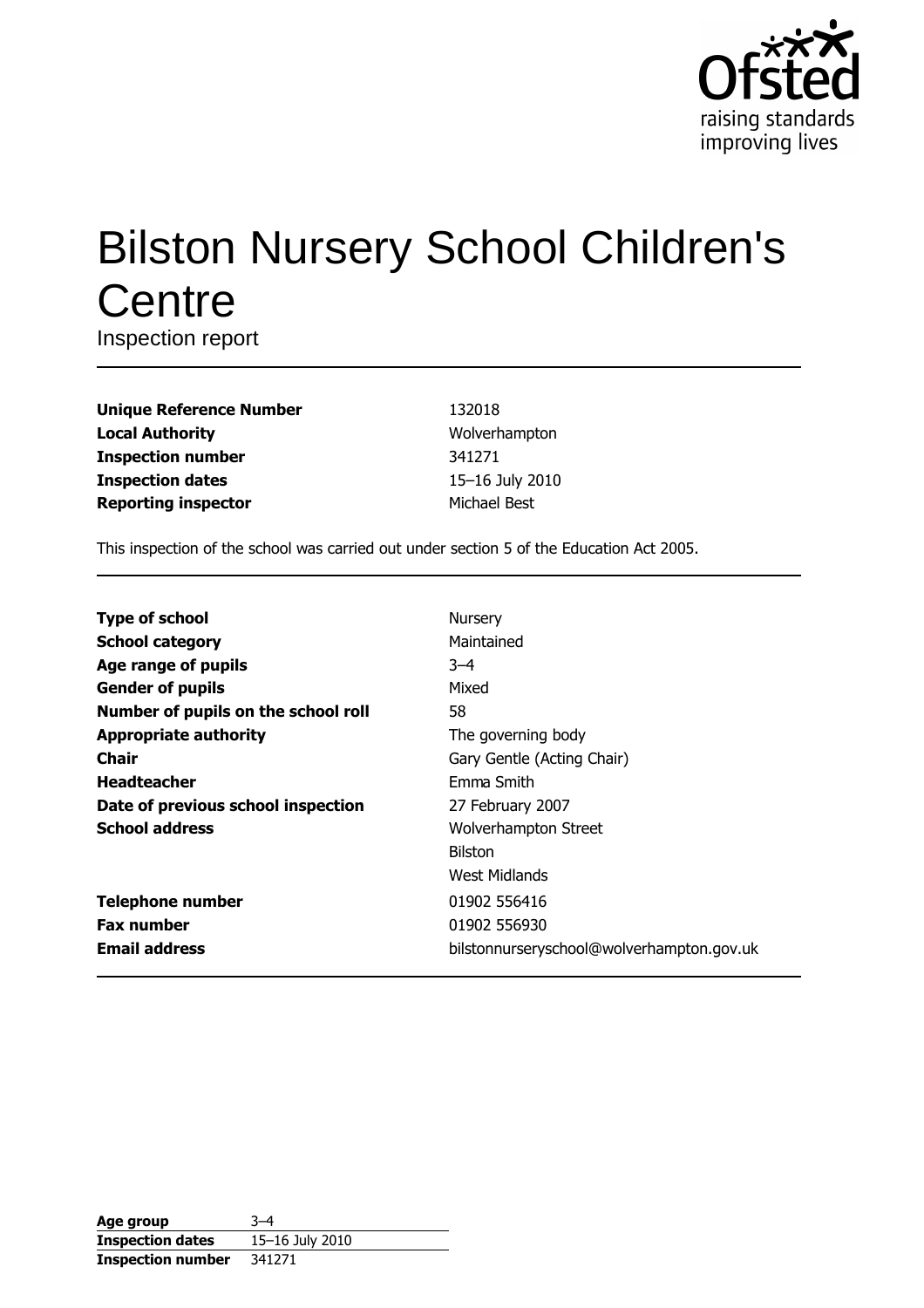Ofsted raising standards improving lives

# Bilston Nursery School Children's Centre

Inspection report

| | |
|---|---|
| **Unique Reference Number** | 132018 |
| **Local Authority** | Wolverhampton |
| **Inspection number** | 341271 |
| **Inspection dates** | 15–16 July 2010 |
| **Reporting inspector** | Michael Best |

This inspection of the school was carried out under section 5 of the Education Act 2005.

| | |
|---|---|
| **Type of school** | Nursery |
| **School category** | Maintained |
| **Age range of pupils** | 3–4 |
| **Gender of pupils** | Mixed |
| **Number of pupils on the school roll** | 58 |
| **Appropriate authority** | The governing body |
| **Chair** | Gary Gentle (Acting Chair) |
| **Headteacher** | Emma Smith |
| **Date of previous school inspection** | 27 February 2007 |
| **School address** | Wolverhampton Street<br>Bilston<br>West Midlands |
| **Telephone number** | 01902 556416 |
| **Fax number** | 01902 556930 |
| **Email address** | bilstonnurseryschool@wolverhampton.gov.uk |

| | |
|---|---|
| **Age group** | 3–4 |
| **Inspection dates** | 15–16 July 2010 |
| **Inspection number** | 341271 |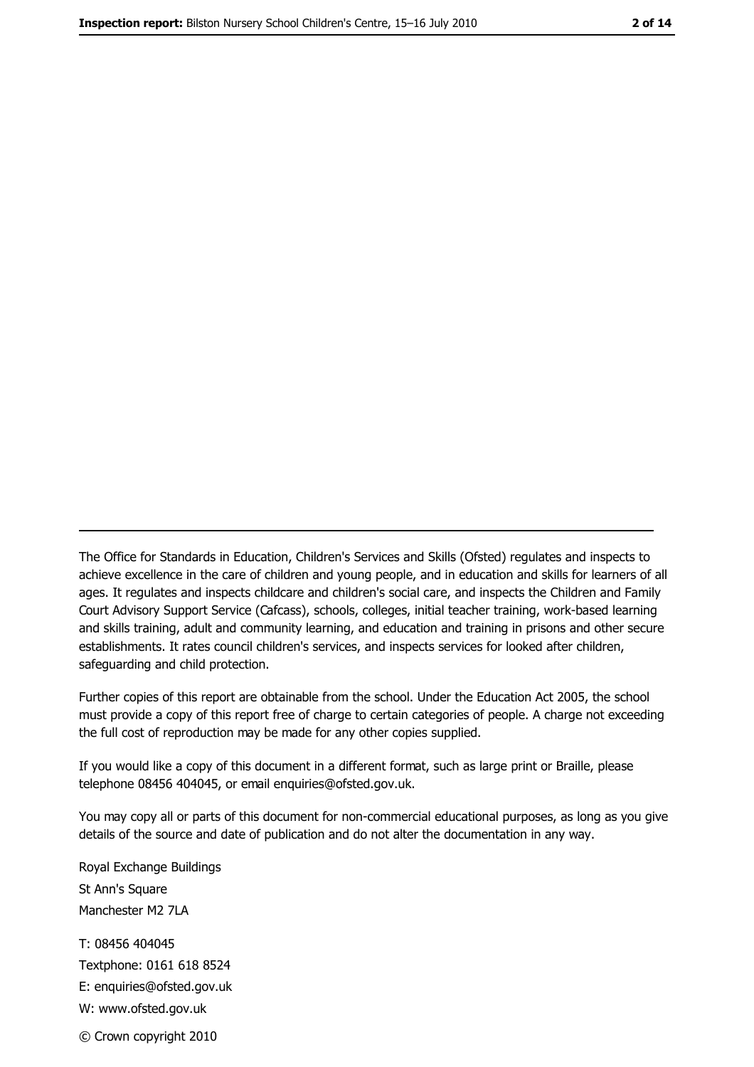The Office for Standards in Education, Children's Services and Skills (Ofsted) regulates and inspects to achieve excellence in the care of children and young people, and in education and skills for learners of all ages. It regulates and inspects childcare and children's social care, and inspects the Children and Family Court Advisory Support Service (Cafcass), schools, colleges, initial teacher training, work-based learning and skills training, adult and community learning, and education and training in prisons and other secure establishments. It rates council children's services, and inspects services for looked after children, safeguarding and child protection.

Further copies of this report are obtainable from the school. Under the Education Act 2005, the school must provide a copy of this report free of charge to certain categories of people. A charge not exceeding the full cost of reproduction may be made for any other copies supplied.

If you would like a copy of this document in a different format, such as large print or Braille, please telephone 08456 404045, or email enquiries@ofsted.gov.uk.

You may copy all or parts of this document for non-commercial educational purposes, as long as you give details of the source and date of publication and do not alter the documentation in any way.

Royal Exchange Buildings
St Ann's Square
Manchester M2 7LA

T: 08456 404045
Textphone: 0161 618 8524
E: enquiries@ofsted.gov.uk
W: www.ofsted.gov.uk

© Crown copyright 2010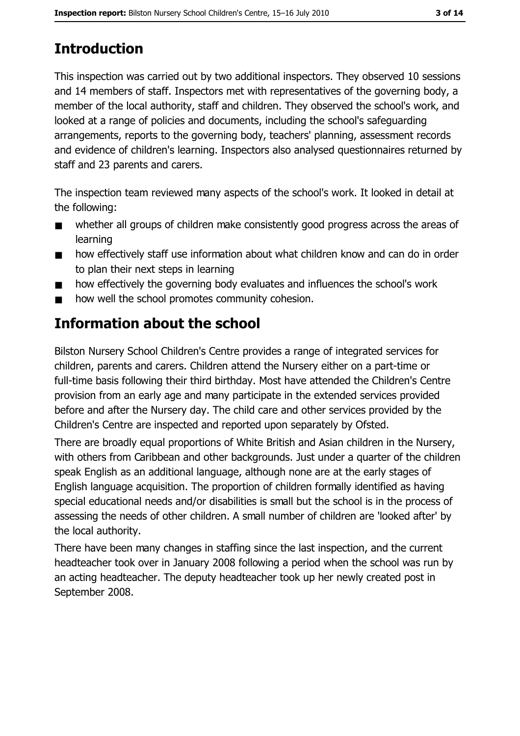## Introduction

This inspection was carried out by two additional inspectors. They observed 10 sessions and 14 members of staff. Inspectors met with representatives of the governing body, a member of the local authority, staff and children. They observed the school's work, and looked at a range of policies and documents, including the school's safeguarding arrangements, reports to the governing body, teachers' planning, assessment records and evidence of children's learning. Inspectors also analysed questionnaires returned by staff and 23 parents and carers.

The inspection team reviewed many aspects of the school's work. It looked in detail at the following:

- whether all groups of children make consistently good progress across the areas of learning
- how effectively staff use information about what children know and can do in order to plan their next steps in learning
- how effectively the governing body evaluates and influences the school's work
- how well the school promotes community cohesion.

## Information about the school

Bilston Nursery School Children's Centre provides a range of integrated services for children, parents and carers. Children attend the Nursery either on a part-time or full-time basis following their third birthday. Most have attended the Children's Centre provision from an early age and many participate in the extended services provided before and after the Nursery day. The child care and other services provided by the Children's Centre are inspected and reported upon separately by Ofsted.

There are broadly equal proportions of White British and Asian children in the Nursery, with others from Caribbean and other backgrounds. Just under a quarter of the children speak English as an additional language, although none are at the early stages of English language acquisition. The proportion of children formally identified as having special educational needs and/or disabilities is small but the school is in the process of assessing the needs of other children. A small number of children are 'looked after' by the local authority.

There have been many changes in staffing since the last inspection, and the current headteacher took over in January 2008 following a period when the school was run by an acting headteacher. The deputy headteacher took up her newly created post in September 2008.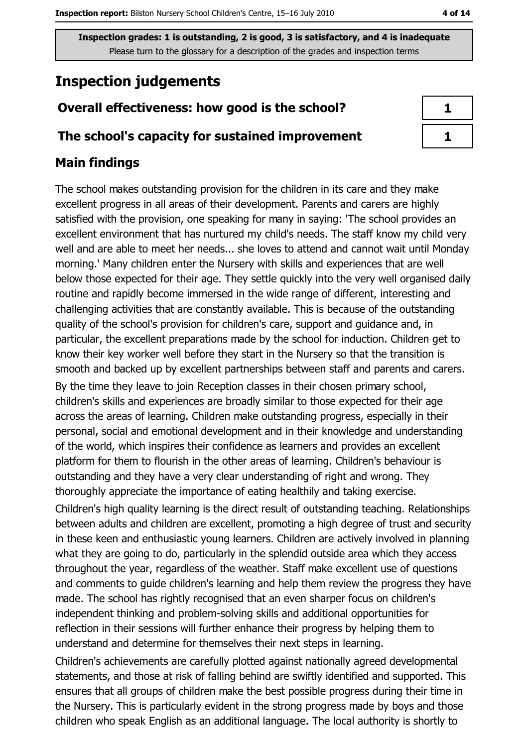Inspection grades: 1 is outstanding, 2 is good, 3 is satisfactory, and 4 is inadequate
Please turn to the glossary for a description of the grades and inspection terms

## Inspection judgements

| Overall effectiveness: how good is the school? | 1 |
| --- | --- |
| The school's capacity for sustained improvement | 1 |

### Main findings

The school makes outstanding provision for the children in its care and they make excellent progress in all areas of their development. Parents and carers are highly satisfied with the provision, one speaking for many in saying: 'The school provides an excellent environment that has nurtured my child's needs. The staff know my child very well and are able to meet her needs... she loves to attend and cannot wait until Monday morning.' Many children enter the Nursery with skills and experiences that are well below those expected for their age. They settle quickly into the very well organised daily routine and rapidly become immersed in the wide range of different, interesting and challenging activities that are constantly available. This is because of the outstanding quality of the school's provision for children's care, support and guidance and, in particular, the excellent preparations made by the school for induction. Children get to know their key worker well before they start in the Nursery so that the transition is smooth and backed up by excellent partnerships between staff and parents and carers.

By the time they leave to join Reception classes in their chosen primary school, children's skills and experiences are broadly similar to those expected for their age across the areas of learning. Children make outstanding progress, especially in their personal, social and emotional development and in their knowledge and understanding of the world, which inspires their confidence as learners and provides an excellent platform for them to flourish in the other areas of learning. Children's behaviour is outstanding and they have a very clear understanding of right and wrong. They thoroughly appreciate the importance of eating healthily and taking exercise.

Children's high quality learning is the direct result of outstanding teaching. Relationships between adults and children are excellent, promoting a high degree of trust and security in these keen and enthusiastic young learners. Children are actively involved in planning what they are going to do, particularly in the splendid outside area which they access throughout the year, regardless of the weather. Staff make excellent use of questions and comments to guide children's learning and help them review the progress they have made. The school has rightly recognised that an even sharper focus on children's independent thinking and problem-solving skills and additional opportunities for reflection in their sessions will further enhance their progress by helping them to understand and determine for themselves their next steps in learning.

Children's achievements are carefully plotted against nationally agreed developmental statements, and those at risk of falling behind are swiftly identified and supported. This ensures that all groups of children make the best possible progress during their time in the Nursery. This is particularly evident in the strong progress made by boys and those children who speak English as an additional language. The local authority is shortly to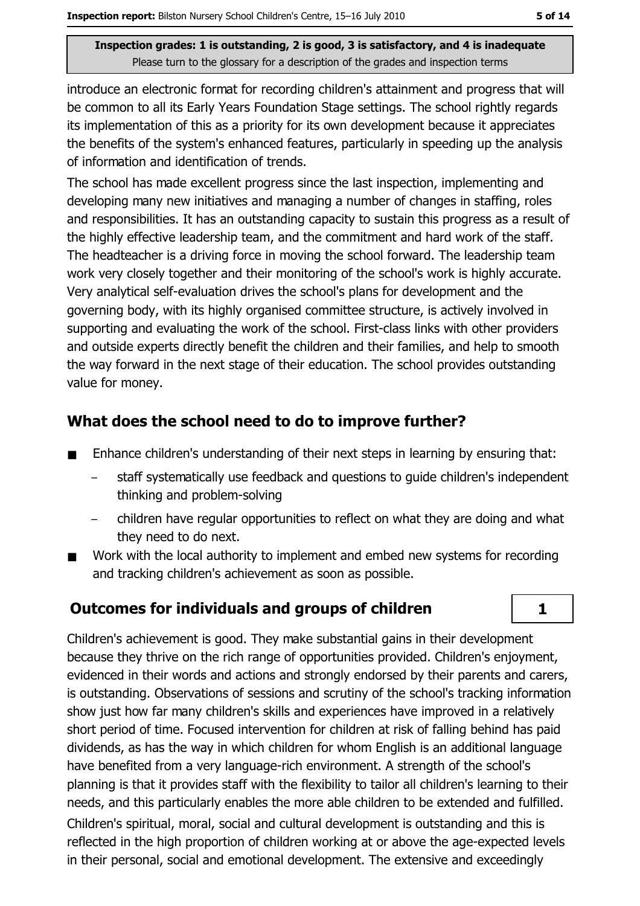introduce an electronic format for recording children's attainment and progress that will be common to all its Early Years Foundation Stage settings. The school rightly regards its implementation of this as a priority for its own development because it appreciates the benefits of the system's enhanced features, particularly in speeding up the analysis of information and identification of trends.

The school has made excellent progress since the last inspection, implementing and developing many new initiatives and managing a number of changes in staffing, roles and responsibilities. It has an outstanding capacity to sustain this progress as a result of the highly effective leadership team, and the commitment and hard work of the staff. The headteacher is a driving force in moving the school forward. The leadership team work very closely together and their monitoring of the school's work is highly accurate. Very analytical self-evaluation drives the school's plans for development and the governing body, with its highly organised committee structure, is actively involved in supporting and evaluating the work of the school. First-class links with other providers and outside experts directly benefit the children and their families, and help to smooth the way forward in the next stage of their education. The school provides outstanding value for money.

## What does the school need to do to improve further?

- Enhance children's understanding of their next steps in learning by ensuring that:
  - staff systematically use feedback and questions to guide children's independent thinking and problem-solving
  - children have regular opportunities to reflect on what they are doing and what they need to do next.
- Work with the local authority to implement and embed new systems for recording and tracking children's achievement as soon as possible.

## Outcomes for individuals and groups of children — 1

Children's achievement is good. They make substantial gains in their development because they thrive on the rich range of opportunities provided. Children's enjoyment, evidenced in their words and actions and strongly endorsed by their parents and carers, is outstanding. Observations of sessions and scrutiny of the school's tracking information show just how far many children's skills and experiences have improved in a relatively short period of time. Focused intervention for children at risk of falling behind has paid dividends, as has the way in which children for whom English is an additional language have benefited from a very language-rich environment. A strength of the school's planning is that it provides staff with the flexibility to tailor all children's learning to their needs, and this particularly enables the more able children to be extended and fulfilled.

Children's spiritual, moral, social and cultural development is outstanding and this is reflected in the high proportion of children working at or above the age-expected levels in their personal, social and emotional development. The extensive and exceedingly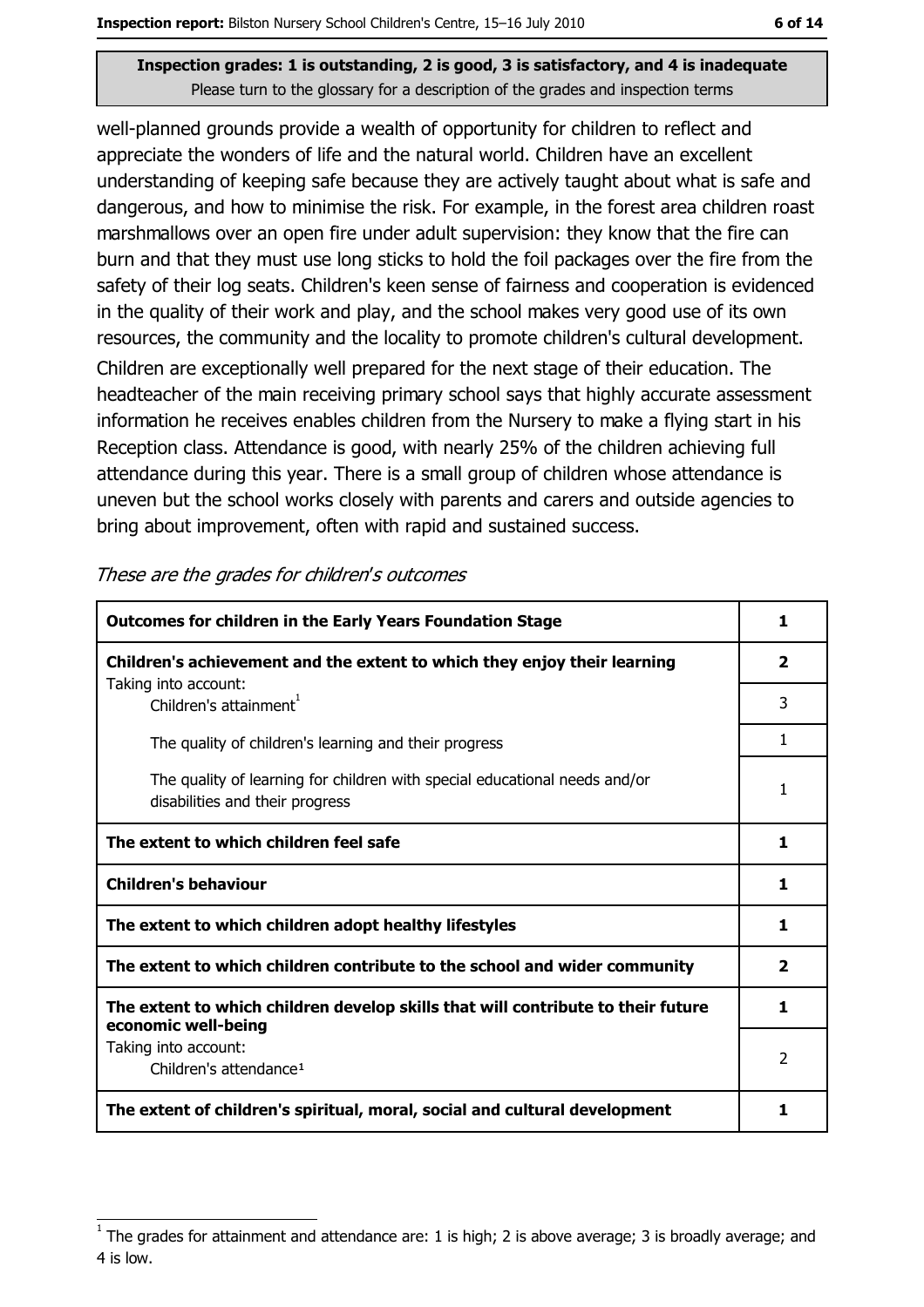**Inspection grades: 1 is outstanding, 2 is good, 3 is satisfactory, and 4 is inadequate**
Please turn to the glossary for a description of the grades and inspection terms

well-planned grounds provide a wealth of opportunity for children to reflect and appreciate the wonders of life and the natural world. Children have an excellent understanding of keeping safe because they are actively taught about what is safe and dangerous, and how to minimise the risk. For example, in the forest area children roast marshmallows over an open fire under adult supervision: they know that the fire can burn and that they must use long sticks to hold the foil packages over the fire from the safety of their log seats. Children's keen sense of fairness and cooperation is evidenced in the quality of their work and play, and the school makes very good use of its own resources, the community and the locality to promote children's cultural development.

Children are exceptionally well prepared for the next stage of their education. The headteacher of the main receiving primary school says that highly accurate assessment information he receives enables children from the Nursery to make a flying start in his Reception class. Attendance is good, with nearly 25% of the children achieving full attendance during this year. There is a small group of children whose attendance is uneven but the school works closely with parents and carers and outside agencies to bring about improvement, often with rapid and sustained success.

*These are the grades for children's outcomes*

| Outcomes for children in the Early Years Foundation Stage | 1 |
|---|---|
| **Children's achievement and the extent to which they enjoy their learning** | **2** |
| Taking into account: Children's attainment[1] | 3 |
| The quality of children's learning and their progress | 1 |
| The quality of learning for children with special educational needs and/or disabilities and their progress | 1 |
| **The extent to which children feel safe** | **1** |
| **Children's behaviour** | **1** |
| **The extent to which children adopt healthy lifestyles** | **1** |
| **The extent to which children contribute to the school and wider community** | **2** |
| **The extent to which children develop skills that will contribute to their future economic well-being** | **1** |
| Taking into account: Children's attendance[1] | 2 |
| **The extent of children's spiritual, moral, social and cultural development** | **1** |

[1] The grades for attainment and attendance are: 1 is high; 2 is above average; 3 is broadly average; and 4 is low.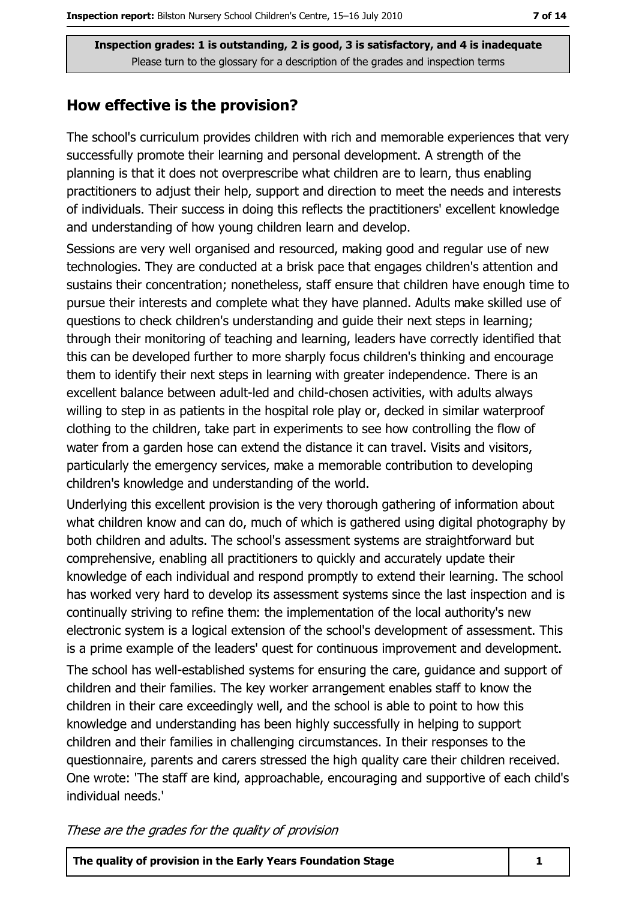Inspection grades: 1 is outstanding, 2 is good, 3 is satisfactory, and 4 is inadequate
Please turn to the glossary for a description of the grades and inspection terms

## How effective is the provision?

The school's curriculum provides children with rich and memorable experiences that very successfully promote their learning and personal development. A strength of the planning is that it does not overprescribe what children are to learn, thus enabling practitioners to adjust their help, support and direction to meet the needs and interests of individuals. Their success in doing this reflects the practitioners' excellent knowledge and understanding of how young children learn and develop.

Sessions are very well organised and resourced, making good and regular use of new technologies. They are conducted at a brisk pace that engages children's attention and sustains their concentration; nonetheless, staff ensure that children have enough time to pursue their interests and complete what they have planned. Adults make skilled use of questions to check children's understanding and guide their next steps in learning; through their monitoring of teaching and learning, leaders have correctly identified that this can be developed further to more sharply focus children's thinking and encourage them to identify their next steps in learning with greater independence. There is an excellent balance between adult-led and child-chosen activities, with adults always willing to step in as patients in the hospital role play or, decked in similar waterproof clothing to the children, take part in experiments to see how controlling the flow of water from a garden hose can extend the distance it can travel. Visits and visitors, particularly the emergency services, make a memorable contribution to developing children's knowledge and understanding of the world.

Underlying this excellent provision is the very thorough gathering of information about what children know and can do, much of which is gathered using digital photography by both children and adults. The school's assessment systems are straightforward but comprehensive, enabling all practitioners to quickly and accurately update their knowledge of each individual and respond promptly to extend their learning. The school has worked very hard to develop its assessment systems since the last inspection and is continually striving to refine them: the implementation of the local authority's new electronic system is a logical extension of the school's development of assessment. This is a prime example of the leaders' quest for continuous improvement and development.

The school has well-established systems for ensuring the care, guidance and support of children and their families. The key worker arrangement enables staff to know the children in their care exceedingly well, and the school is able to point to how this knowledge and understanding has been highly successfully in helping to support children and their families in challenging circumstances. In their responses to the questionnaire, parents and carers stressed the high quality care their children received. One wrote: 'The staff are kind, approachable, encouraging and supportive of each child's individual needs.'

*These are the grades for the quality of provision*

| The quality of provision in the Early Years Foundation Stage | 1 |
|---|---|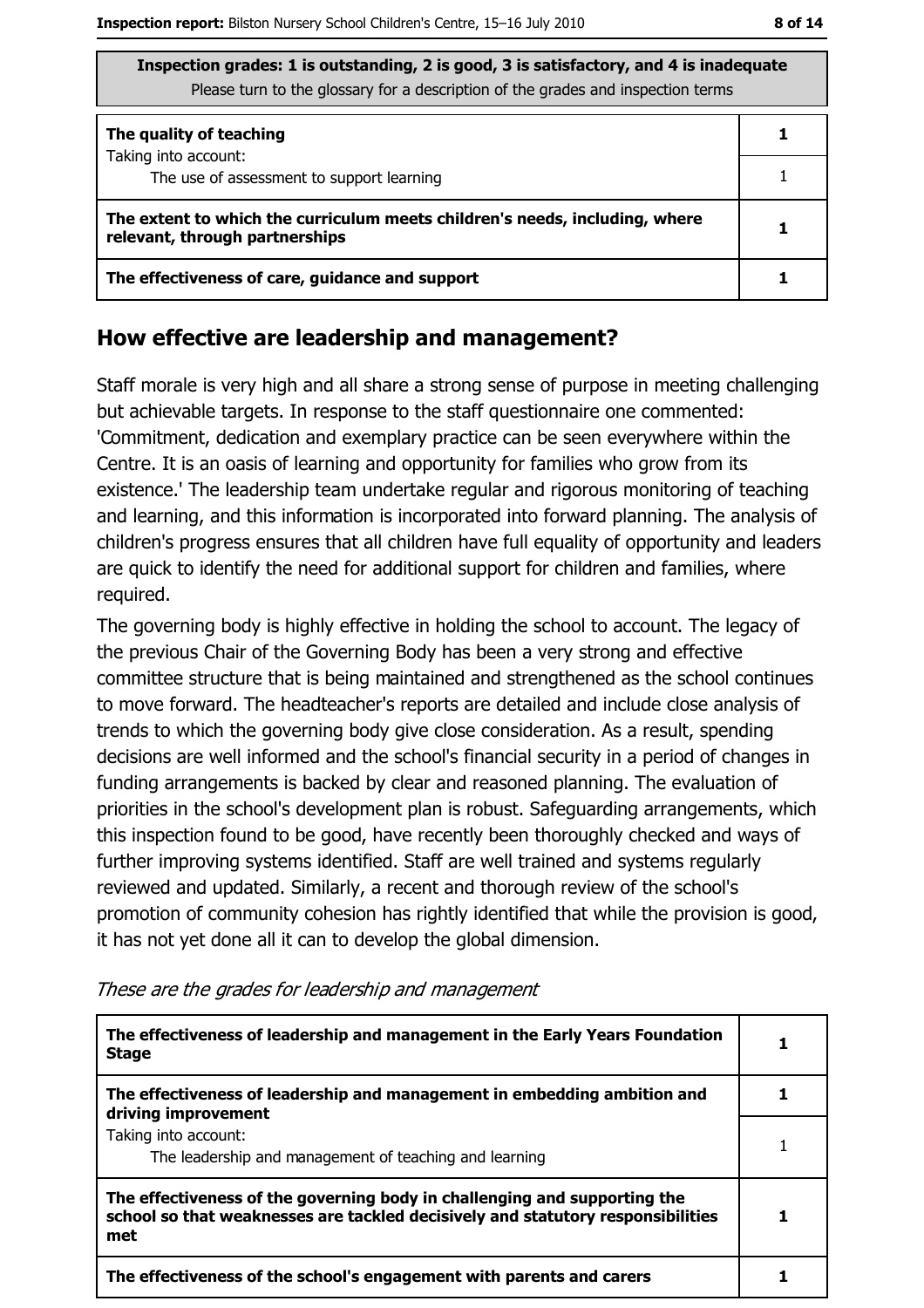**Inspection grades: 1 is outstanding, 2 is good, 3 is satisfactory, and 4 is inadequate**
Please turn to the glossary for a description of the grades and inspection terms

| | |
|---|---|
| **The quality of teaching**<br>Taking into account:<br>The use of assessment to support learning | **1**<br><br>1 |
| **The extent to which the curriculum meets children's needs, including, where relevant, through partnerships** | **1** |
| **The effectiveness of care, guidance and support** | **1** |

## How effective are leadership and management?

Staff morale is very high and all share a strong sense of purpose in meeting challenging but achievable targets. In response to the staff questionnaire one commented: 'Commitment, dedication and exemplary practice can be seen everywhere within the Centre. It is an oasis of learning and opportunity for families who grow from its existence.' The leadership team undertake regular and rigorous monitoring of teaching and learning, and this information is incorporated into forward planning. The analysis of children's progress ensures that all children have full equality of opportunity and leaders are quick to identify the need for additional support for children and families, where required.

The governing body is highly effective in holding the school to account. The legacy of the previous Chair of the Governing Body has been a very strong and effective committee structure that is being maintained and strengthened as the school continues to move forward. The headteacher's reports are detailed and include close analysis of trends to which the governing body give close consideration. As a result, spending decisions are well informed and the school's financial security in a period of changes in funding arrangements is backed by clear and reasoned planning. The evaluation of priorities in the school's development plan is robust. Safeguarding arrangements, which this inspection found to be good, have recently been thoroughly checked and ways of further improving systems identified. Staff are well trained and systems regularly reviewed and updated. Similarly, a recent and thorough review of the school's promotion of community cohesion has rightly identified that while the provision is good, it has not yet done all it can to develop the global dimension.

*These are the grades for leadership and management*

| | |
|---|---|
| **The effectiveness of leadership and management in the Early Years Foundation Stage** | **1** |
| **The effectiveness of leadership and management in embedding ambition and driving improvement**<br>Taking into account:<br>The leadership and management of teaching and learning | **1**<br><br>1 |
| **The effectiveness of the governing body in challenging and supporting the school so that weaknesses are tackled decisively and statutory responsibilities met** | **1** |
| **The effectiveness of the school's engagement with parents and carers** | **1** |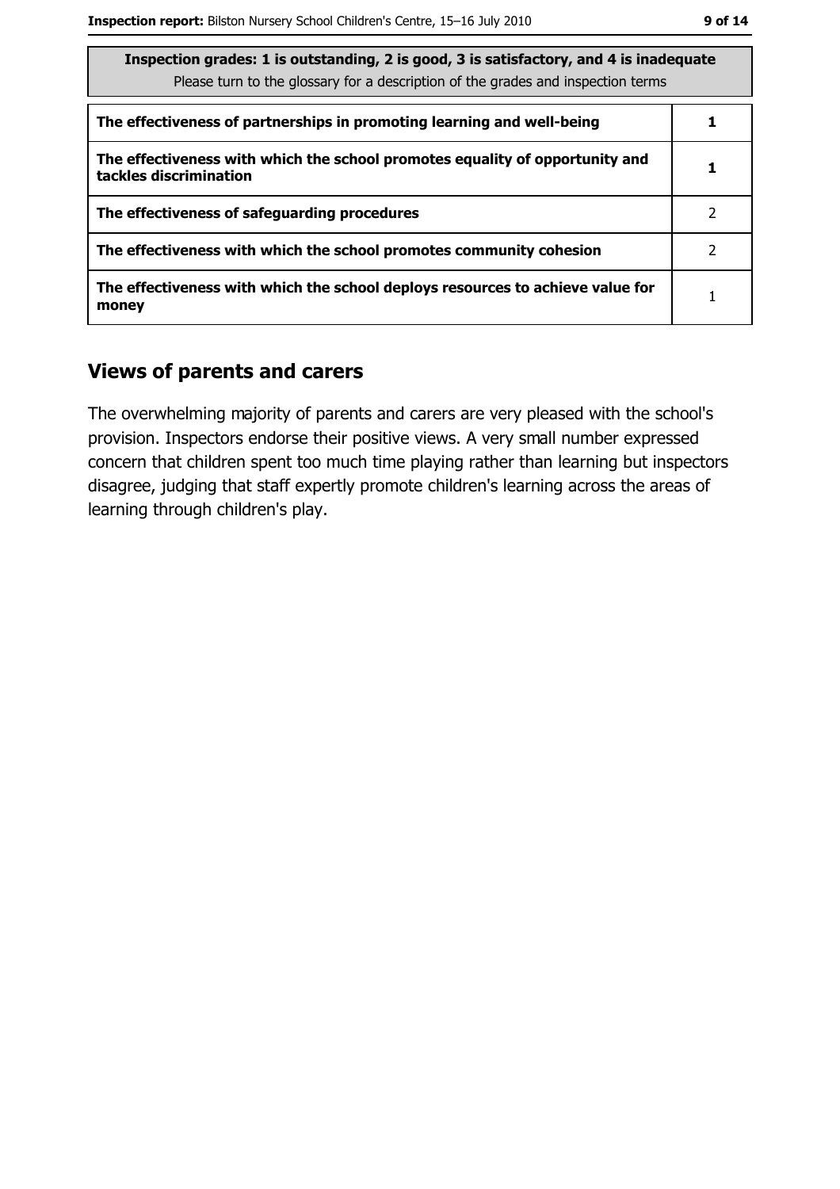| Inspection grades: 1 is outstanding, 2 is good, 3 is satisfactory, and 4 is inadequate<br>Please turn to the glossary for a description of the grades and inspection terms | |
|---|---|
| **The effectiveness of partnerships in promoting learning and well-being** | **1** |
| **The effectiveness with which the school promotes equality of opportunity and tackles discrimination** | **1** |
| **The effectiveness of safeguarding procedures** | 2 |
| **The effectiveness with which the school promotes community cohesion** | 2 |
| **The effectiveness with which the school deploys resources to achieve value for money** | 1 |

## Views of parents and carers

The overwhelming majority of parents and carers are very pleased with the school's provision. Inspectors endorse their positive views. A very small number expressed concern that children spent too much time playing rather than learning but inspectors disagree, judging that staff expertly promote children's learning across the areas of learning through children's play.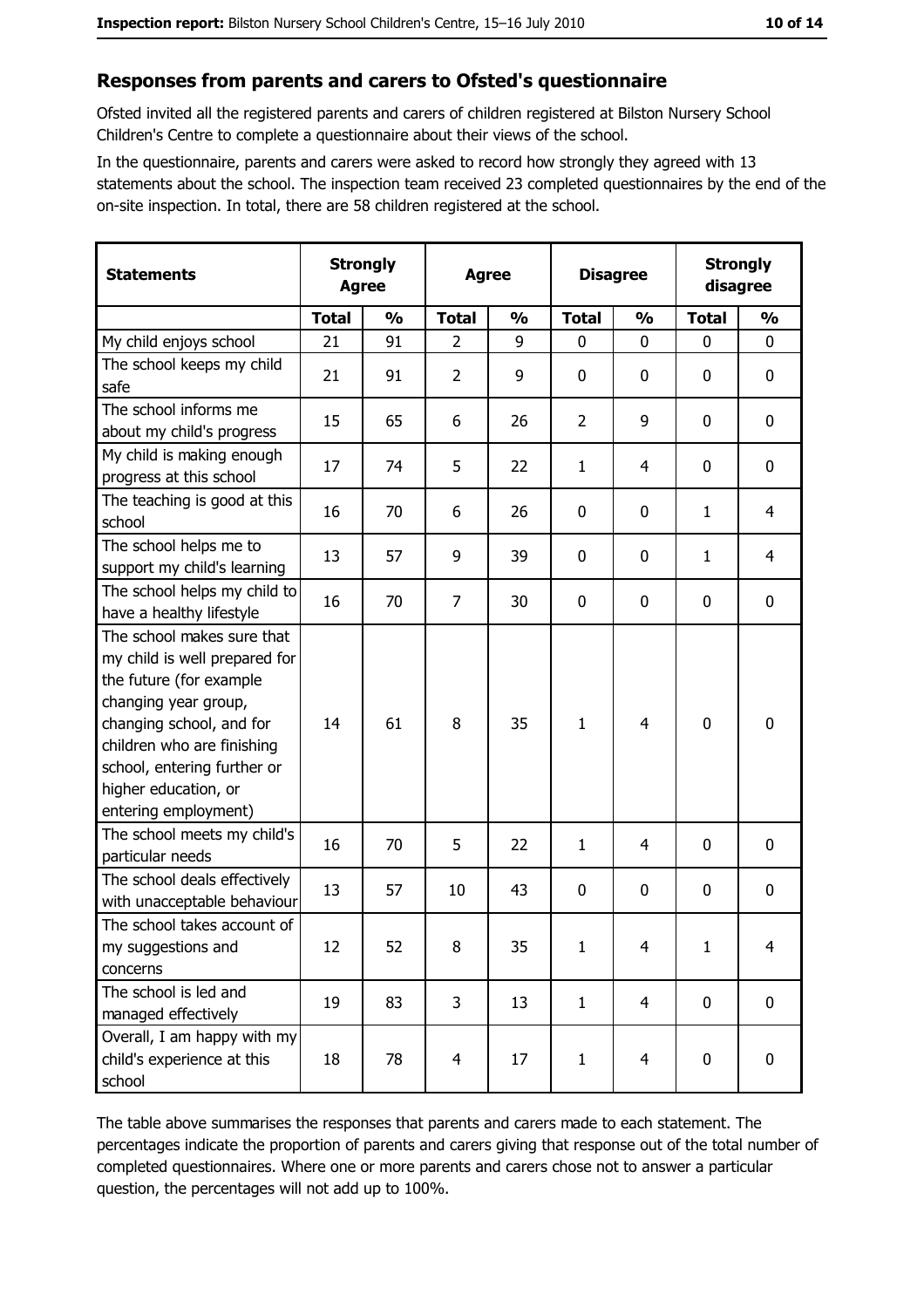## Responses from parents and carers to Ofsted's questionnaire

Ofsted invited all the registered parents and carers of children registered at Bilston Nursery School Children's Centre to complete a questionnaire about their views of the school.

In the questionnaire, parents and carers were asked to record how strongly they agreed with 13 statements about the school. The inspection team received 23 completed questionnaires by the end of the on-site inspection. In total, there are 58 children registered at the school.

| Statements | Strongly Agree | | Agree | | Disagree | | Strongly disagree | |
|---|---|---|---|---|---|---|---|---|
| | Total | % | Total | % | Total | % | Total | % |
| My child enjoys school | 21 | 91 | 2 | 9 | 0 | 0 | 0 | 0 |
| The school keeps my child safe | 21 | 91 | 2 | 9 | 0 | 0 | 0 | 0 |
| The school informs me about my child's progress | 15 | 65 | 6 | 26 | 2 | 9 | 0 | 0 |
| My child is making enough progress at this school | 17 | 74 | 5 | 22 | 1 | 4 | 0 | 0 |
| The teaching is good at this school | 16 | 70 | 6 | 26 | 0 | 0 | 1 | 4 |
| The school helps me to support my child's learning | 13 | 57 | 9 | 39 | 0 | 0 | 1 | 4 |
| The school helps my child to have a healthy lifestyle | 16 | 70 | 7 | 30 | 0 | 0 | 0 | 0 |
| The school makes sure that my child is well prepared for the future (for example changing year group, changing school, and for children who are finishing school, entering further or higher education, or entering employment) | 14 | 61 | 8 | 35 | 1 | 4 | 0 | 0 |
| The school meets my child's particular needs | 16 | 70 | 5 | 22 | 1 | 4 | 0 | 0 |
| The school deals effectively with unacceptable behaviour | 13 | 57 | 10 | 43 | 0 | 0 | 0 | 0 |
| The school takes account of my suggestions and concerns | 12 | 52 | 8 | 35 | 1 | 4 | 1 | 4 |
| The school is led and managed effectively | 19 | 83 | 3 | 13 | 1 | 4 | 0 | 0 |
| Overall, I am happy with my child's experience at this school | 18 | 78 | 4 | 17 | 1 | 4 | 0 | 0 |

The table above summarises the responses that parents and carers made to each statement. The percentages indicate the proportion of parents and carers giving that response out of the total number of completed questionnaires. Where one or more parents and carers chose not to answer a particular question, the percentages will not add up to 100%.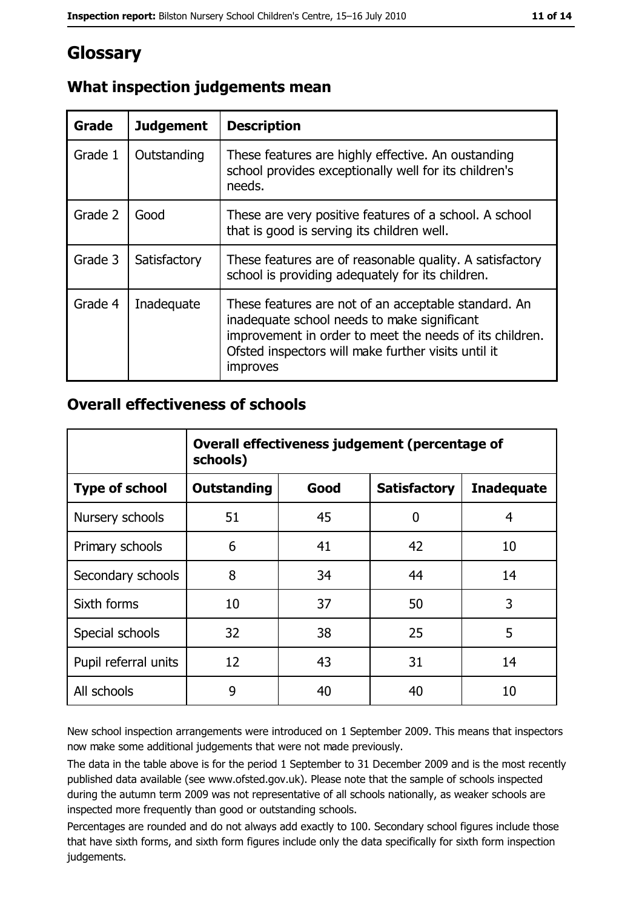# Glossary

## What inspection judgements mean

| Grade | Judgement | Description |
|---|---|---|
| Grade 1 | Outstanding | These features are highly effective. An oustanding school provides exceptionally well for its children's needs. |
| Grade 2 | Good | These are very positive features of a school. A school that is good is serving its children well. |
| Grade 3 | Satisfactory | These features are of reasonable quality. A satisfactory school is providing adequately for its children. |
| Grade 4 | Inadequate | These features are not of an acceptable standard. An inadequate school needs to make significant improvement in order to meet the needs of its children. Ofsted inspectors will make further visits until it improves |

## Overall effectiveness of schools

| | Overall effectiveness judgement (percentage of schools) | | | |
|---|---|---|---|---|
| **Type of school** | **Outstanding** | **Good** | **Satisfactory** | **Inadequate** |
| Nursery schools | 51 | 45 | 0 | 4 |
| Primary schools | 6 | 41 | 42 | 10 |
| Secondary schools | 8 | 34 | 44 | 14 |
| Sixth forms | 10 | 37 | 50 | 3 |
| Special schools | 32 | 38 | 25 | 5 |
| Pupil referral units | 12 | 43 | 31 | 14 |
| All schools | 9 | 40 | 40 | 10 |

New school inspection arrangements were introduced on 1 September 2009. This means that inspectors now make some additional judgements that were not made previously.

The data in the table above is for the period 1 September to 31 December 2009 and is the most recently published data available (see www.ofsted.gov.uk). Please note that the sample of schools inspected during the autumn term 2009 was not representative of all schools nationally, as weaker schools are inspected more frequently than good or outstanding schools.

Percentages are rounded and do not always add exactly to 100. Secondary school figures include those that have sixth forms, and sixth form figures include only the data specifically for sixth form inspection judgements.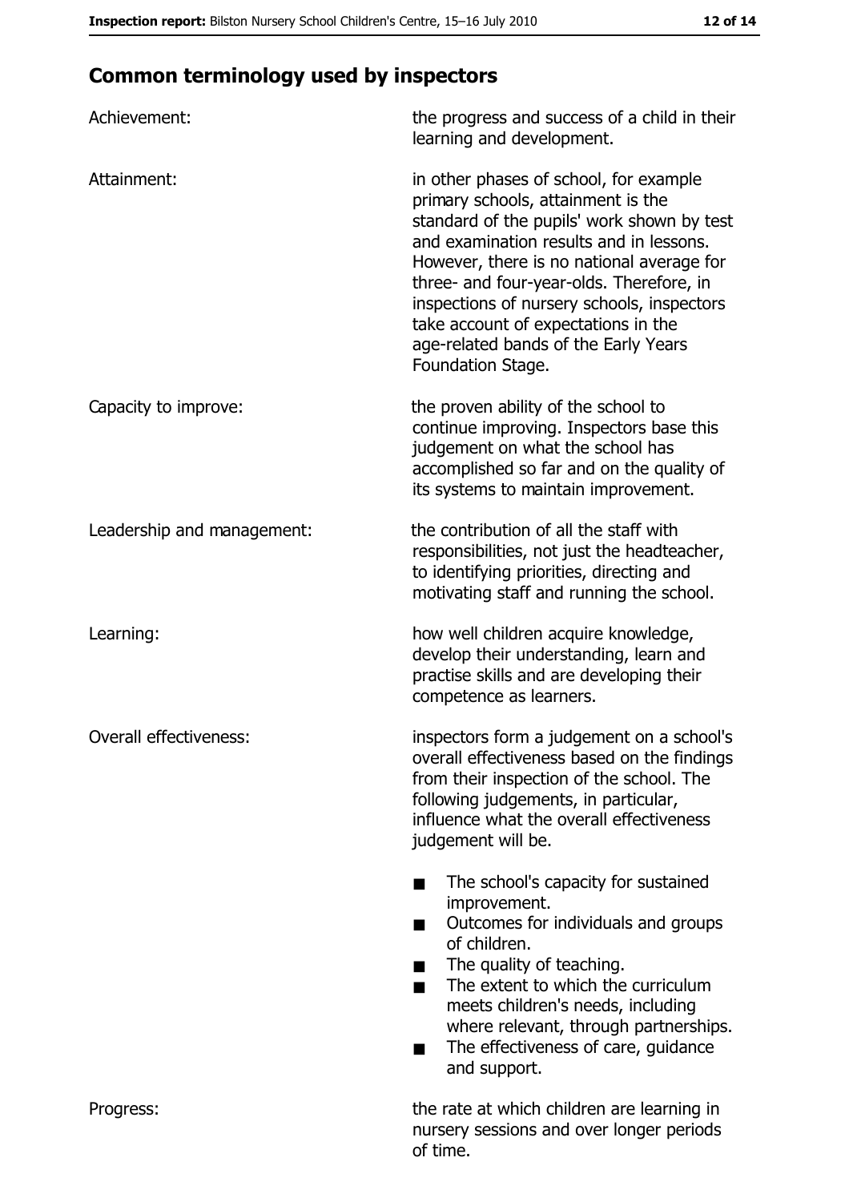## Common terminology used by inspectors

**Achievement:** the progress and success of a child in their learning and development.

**Attainment:** in other phases of school, for example primary schools, attainment is the standard of the pupils' work shown by test and examination results and in lessons. However, there is no national average for three- and four-year-olds. Therefore, in inspections of nursery schools, inspectors take account of expectations in the age-related bands of the Early Years Foundation Stage.

**Capacity to improve:** the proven ability of the school to continue improving. Inspectors base this judgement on what the school has accomplished so far and on the quality of its systems to maintain improvement.

**Leadership and management:** the contribution of all the staff with responsibilities, not just the headteacher, to identifying priorities, directing and motivating staff and running the school.

**Learning:** how well children acquire knowledge, develop their understanding, learn and practise skills and are developing their competence as learners.

**Overall effectiveness:** inspectors form a judgement on a school's overall effectiveness based on the findings from their inspection of the school. The following judgements, in particular, influence what the overall effectiveness judgement will be.

- The school's capacity for sustained improvement.
- Outcomes for individuals and groups of children.
- The quality of teaching.
- The extent to which the curriculum meets children's needs, including where relevant, through partnerships.
- The effectiveness of care, guidance and support.

**Progress:** the rate at which children are learning in nursery sessions and over longer periods of time.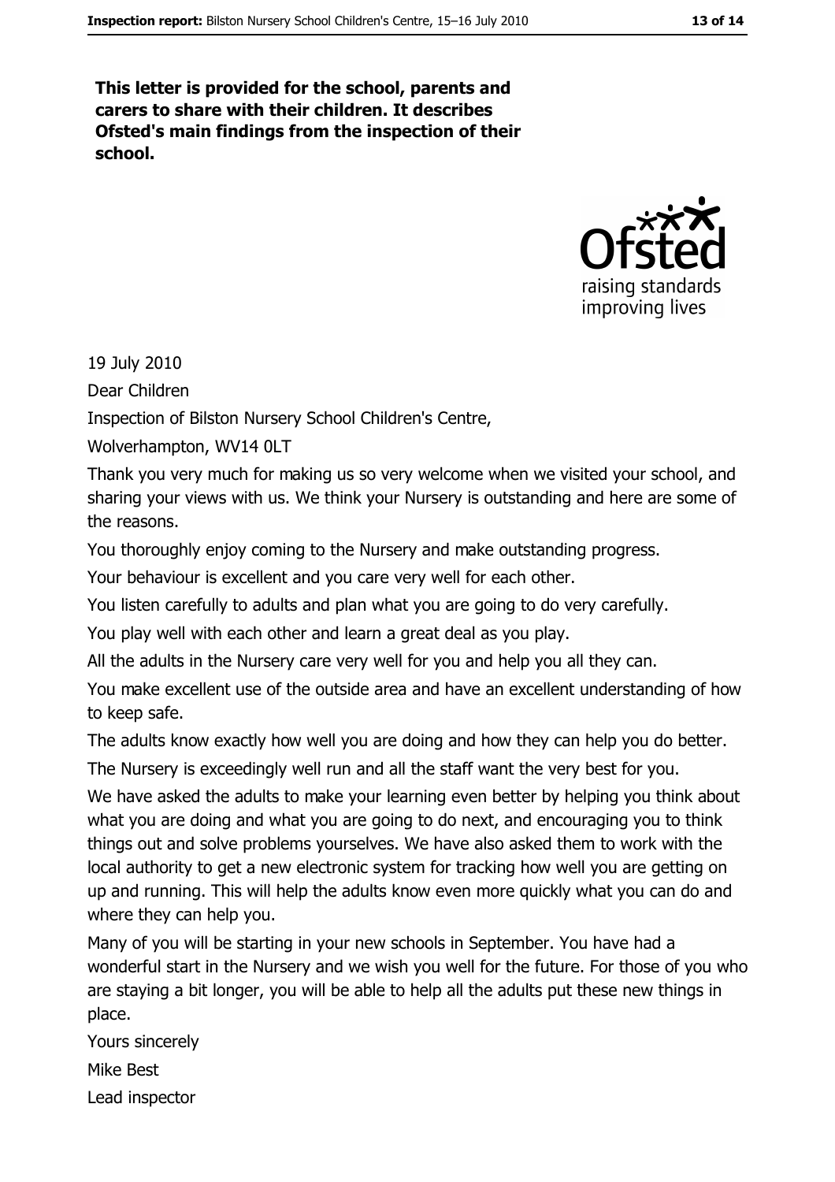**This letter is provided for the school, parents and carers to share with their children. It describes Ofsted's main findings from the inspection of their school.**

19 July 2010

Dear Children

Inspection of Bilston Nursery School Children's Centre,

Wolverhampton, WV14 0LT

Thank you very much for making us so very welcome when we visited your school, and sharing your views with us. We think your Nursery is outstanding and here are some of the reasons.

You thoroughly enjoy coming to the Nursery and make outstanding progress.

Your behaviour is excellent and you care very well for each other.

You listen carefully to adults and plan what you are going to do very carefully.

You play well with each other and learn a great deal as you play.

All the adults in the Nursery care very well for you and help you all they can.

You make excellent use of the outside area and have an excellent understanding of how to keep safe.

The adults know exactly how well you are doing and how they can help you do better.

The Nursery is exceedingly well run and all the staff want the very best for you.

We have asked the adults to make your learning even better by helping you think about what you are doing and what you are going to do next, and encouraging you to think things out and solve problems yourselves. We have also asked them to work with the local authority to get a new electronic system for tracking how well you are getting on up and running. This will help the adults know even more quickly what you can do and where they can help you.

Many of you will be starting in your new schools in September. You have had a wonderful start in the Nursery and we wish you well for the future. For those of you who are staying a bit longer, you will be able to help all the adults put these new things in place.

Yours sincerely

Mike Best

Lead inspector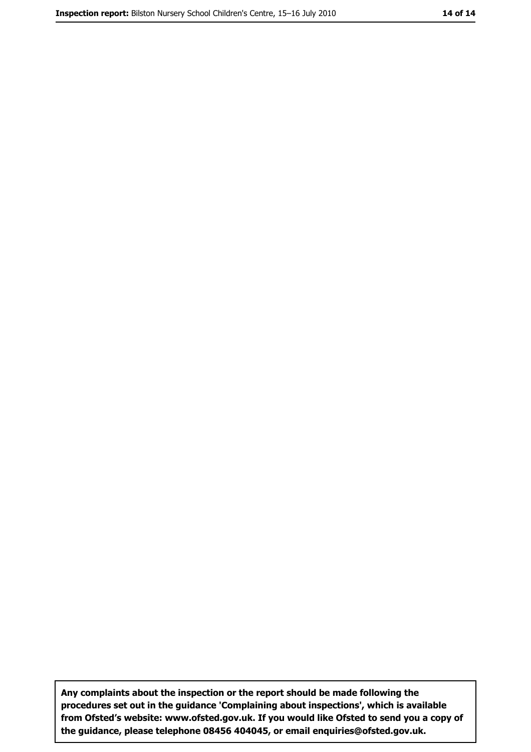**Any complaints about the inspection or the report should be made following the procedures set out in the guidance 'Complaining about inspections', which is available from Ofsted's website: www.ofsted.gov.uk. If you would like Ofsted to send you a copy of the guidance, please telephone 08456 404045, or email enquiries@ofsted.gov.uk.**